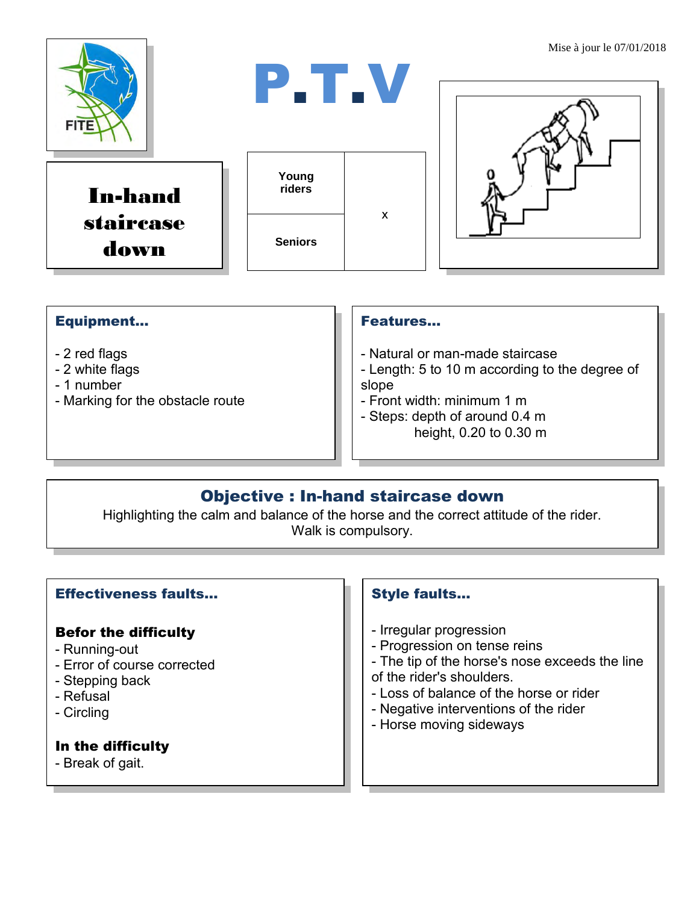Mise à jour le 07/01/2018

FITE

# P.T.V

## In-hand staircase down

| Young riders | x |
|---|---|
| Seniors | |

### Equipment...

- 2 red flags
- 2 white flags
- 1 number
- Marking for the obstacle route

### Features...

- Natural or man-made staircase
- Length: 5 to 10 m according to the degree of slope
- Front width: minimum 1 m
- Steps: depth of around 0.4 m
  height, 0.20 to 0.30 m

### Objective : In-hand staircase down

Highlighting the calm and balance of the horse and the correct attitude of the rider.
Walk is compulsory.

### Effectiveness faults...

**Befor the difficulty**

- Running-out
- Error of course corrected
- Stepping back
- Refusal
- Circling

**In the difficulty**

- Break of gait.

### Style faults...

- Irregular progression
- Progression on tense reins
- The tip of the horse's nose exceeds the line of the rider's shoulders.
- Loss of balance of the horse or rider
- Negative interventions of the rider
- Horse moving sideways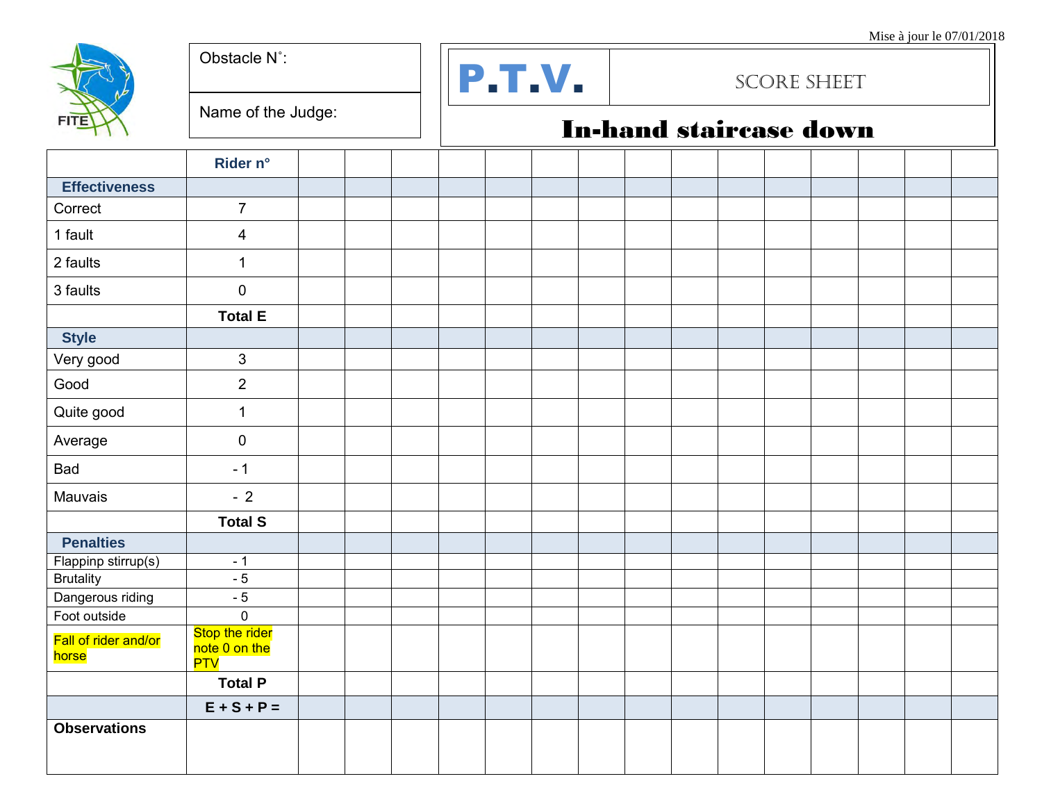Mise à jour le 07/01/2018

FITE

| Obstacle N˚: |
|---|
| Name of the Judge: |

**P.T.V.** SCORE SHEET

# In-hand staircase down

| | Rider n° | | | | | | | | | | | | | | | |
|---|---|---|---|---|---|---|---|---|---|---|---|---|---|---|---|---|
| **Effectiveness** | | | | | | | | | | | | | | | | |
| Correct | 7 | | | | | | | | | | | | | | | |
| 1 fault | 4 | | | | | | | | | | | | | | | |
| 2 faults | 1 | | | | | | | | | | | | | | | |
| 3 faults | 0 | | | | | | | | | | | | | | | |
| | **Total E** | | | | | | | | | | | | | | | |
| **Style** | | | | | | | | | | | | | | | | |
| Very good | 3 | | | | | | | | | | | | | | | |
| Good | 2 | | | | | | | | | | | | | | | |
| Quite good | 1 | | | | | | | | | | | | | | | |
| Average | 0 | | | | | | | | | | | | | | | |
| Bad | - 1 | | | | | | | | | | | | | | | |
| Mauvais | - 2 | | | | | | | | | | | | | | | |
| | **Total S** | | | | | | | | | | | | | | | |
| **Penalties** | | | | | | | | | | | | | | | | |
| Flappinp stirrup(s) | - 1 | | | | | | | | | | | | | | | |
| Brutality | - 5 | | | | | | | | | | | | | | | |
| Dangerous riding | - 5 | | | | | | | | | | | | | | | |
| Foot outside | 0 | | | | | | | | | | | | | | | |
| Fall of rider and/or horse | Stop the rider note 0 on the PTV | | | | | | | | | | | | | | | |
| | **Total P** | | | | | | | | | | | | | | | |
| | **E + S + P =** | | | | | | | | | | | | | | | |
| **Observations** | | | | | | | | | | | | | | | | |